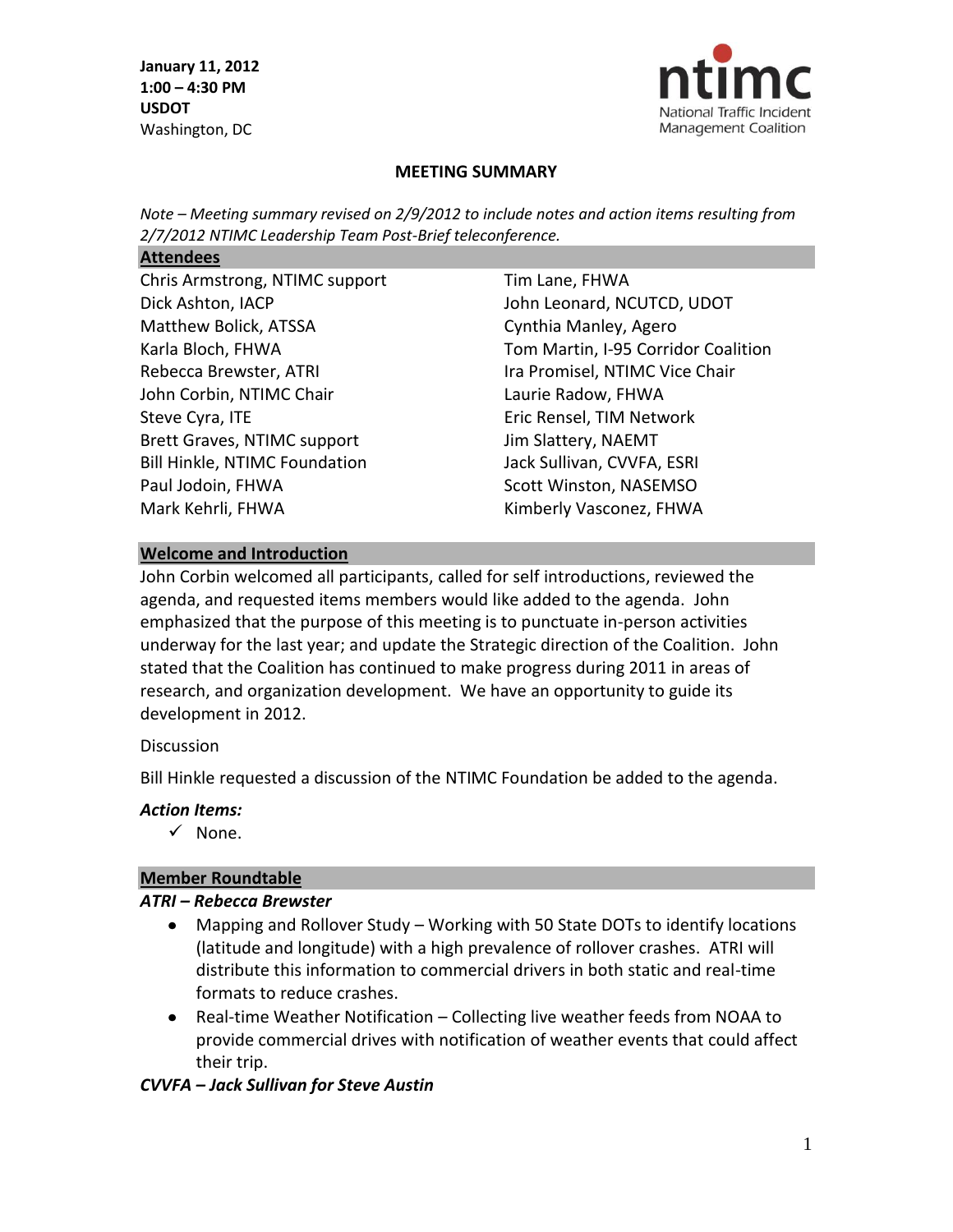**January 11, 2012**
**1:00 – 4:30 PM**
**USDOT**
Washington, DC

ntimc
National Traffic Incident Management Coalition

# MEETING SUMMARY

*Note – Meeting summary revised on 2/9/2012 to include notes and action items resulting from 2/7/2012 NTIMC Leadership Team Post-Brief teleconference.*

## Attendees

Chris Armstrong, NTIMC support
Dick Ashton, IACP
Matthew Bolick, ATSSA
Karla Bloch, FHWA
Rebecca Brewster, ATRI
John Corbin, NTIMC Chair
Steve Cyra, ITE
Brett Graves, NTIMC support
Bill Hinkle, NTIMC Foundation
Paul Jodoin, FHWA
Mark Kehrli, FHWA
Tim Lane, FHWA
John Leonard, NCUTCD, UDOT
Cynthia Manley, Agero
Tom Martin, I-95 Corridor Coalition
Ira Promisel, NTIMC Vice Chair
Laurie Radow, FHWA
Eric Rensel, TIM Network
Jim Slattery, NAEMT
Jack Sullivan, CVVFA, ESRI
Scott Winston, NASEMSO
Kimberly Vasconez, FHWA

## Welcome and Introduction

John Corbin welcomed all participants, called for self introductions, reviewed the agenda, and requested items members would like added to the agenda. John emphasized that the purpose of this meeting is to punctuate in-person activities underway for the last year; and update the Strategic direction of the Coalition. John stated that the Coalition has continued to make progress during 2011 in areas of research, and organization development. We have an opportunity to guide its development in 2012.

Discussion

Bill Hinkle requested a discussion of the NTIMC Foundation be added to the agenda.

***Action Items:***

- ✓ None.

## Member Roundtable

***ATRI – Rebecca Brewster***

- Mapping and Rollover Study – Working with 50 State DOTs to identify locations (latitude and longitude) with a high prevalence of rollover crashes. ATRI will distribute this information to commercial drivers in both static and real-time formats to reduce crashes.
- Real-time Weather Notification – Collecting live weather feeds from NOAA to provide commercial drives with notification of weather events that could affect their trip.

***CVVFA – Jack Sullivan for Steve Austin***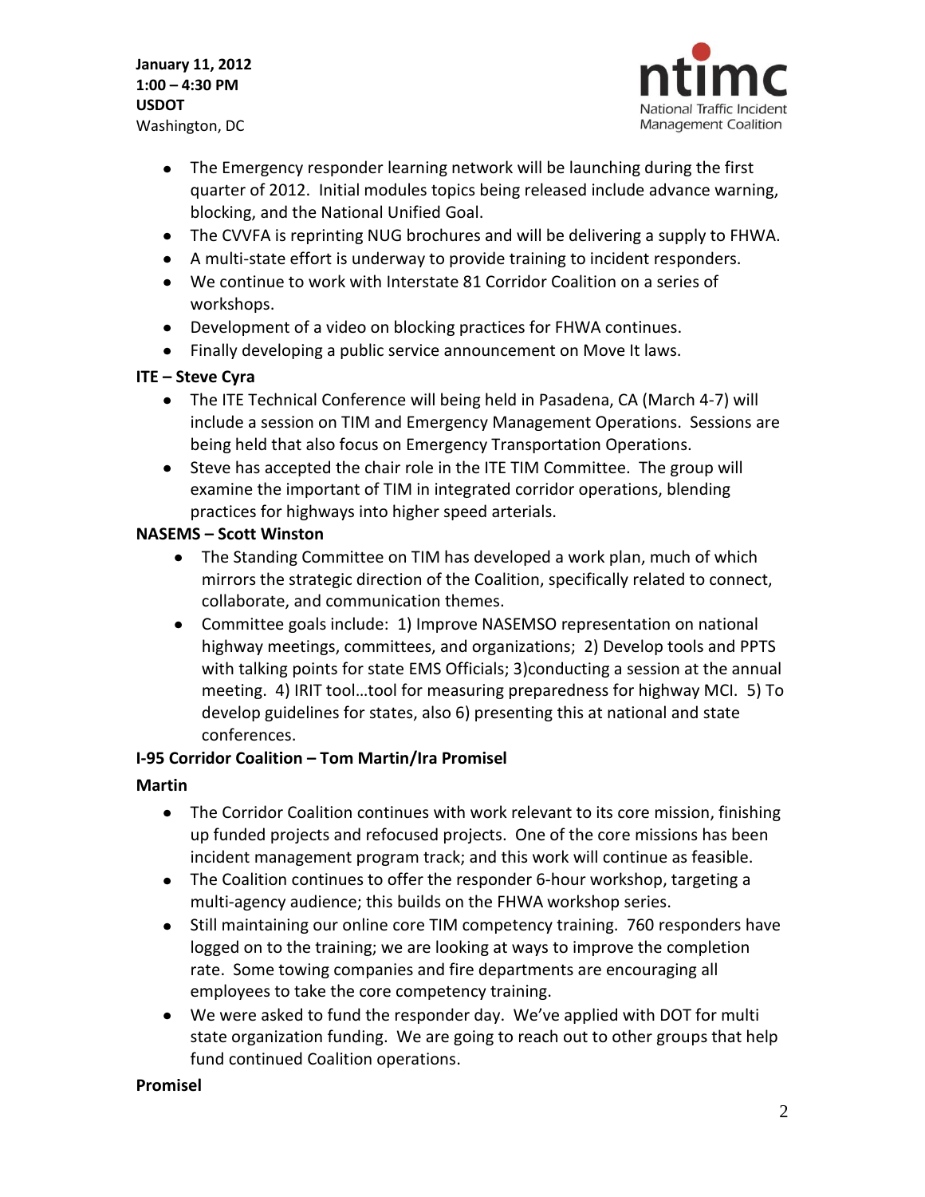- The Emergency responder learning network will be launching during the first quarter of 2012. Initial modules topics being released include advance warning, blocking, and the National Unified Goal.
- The CVVFA is reprinting NUG brochures and will be delivering a supply to FHWA.
- A multi-state effort is underway to provide training to incident responders.
- We continue to work with Interstate 81 Corridor Coalition on a series of workshops.
- Development of a video on blocking practices for FHWA continues.
- Finally developing a public service announcement on Move It laws.

**ITE – Steve Cyra**

- The ITE Technical Conference will being held in Pasadena, CA (March 4-7) will include a session on TIM and Emergency Management Operations. Sessions are being held that also focus on Emergency Transportation Operations.
- Steve has accepted the chair role in the ITE TIM Committee. The group will examine the important of TIM in integrated corridor operations, blending practices for highways into higher speed arterials.

**NASEMS – Scott Winston**

- The Standing Committee on TIM has developed a work plan, much of which mirrors the strategic direction of the Coalition, specifically related to connect, collaborate, and communication themes.
- Committee goals include: 1) Improve NASEMSO representation on national highway meetings, committees, and organizations; 2) Develop tools and PPTS with talking points for state EMS Officials; 3)conducting a session at the annual meeting. 4) IRIT tool…tool for measuring preparedness for highway MCI. 5) To develop guidelines for states, also 6) presenting this at national and state conferences.

**I-95 Corridor Coalition – Tom Martin/Ira Promisel**

**Martin**

- The Corridor Coalition continues with work relevant to its core mission, finishing up funded projects and refocused projects. One of the core missions has been incident management program track; and this work will continue as feasible.
- The Coalition continues to offer the responder 6-hour workshop, targeting a multi-agency audience; this builds on the FHWA workshop series.
- Still maintaining our online core TIM competency training. 760 responders have logged on to the training; we are looking at ways to improve the completion rate. Some towing companies and fire departments are encouraging all employees to take the core competency training.
- We were asked to fund the responder day. We've applied with DOT for multi state organization funding. We are going to reach out to other groups that help fund continued Coalition operations.

**Promisel**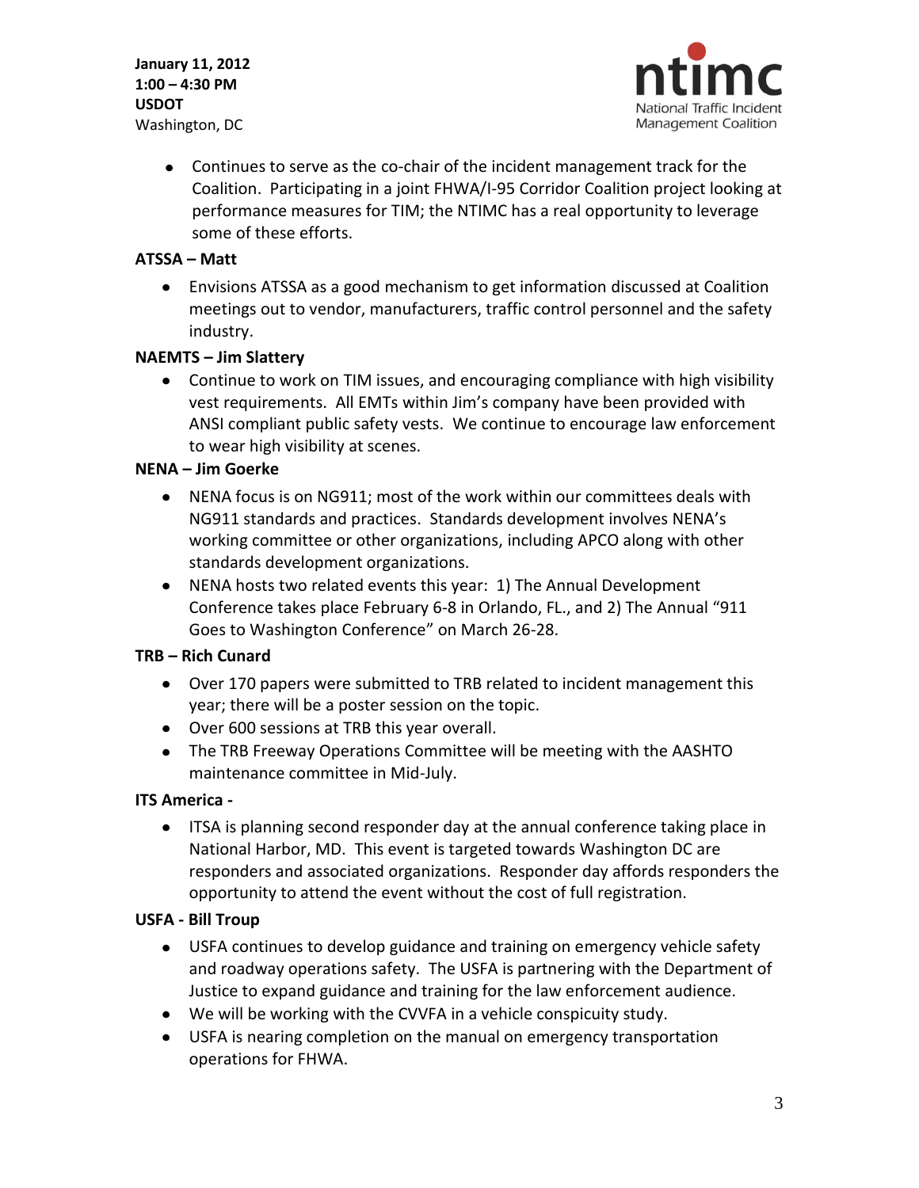- Continues to serve as the co-chair of the incident management track for the Coalition. Participating in a joint FHWA/I-95 Corridor Coalition project looking at performance measures for TIM; the NTIMC has a real opportunity to leverage some of these efforts.

**ATSSA – Matt**

- Envisions ATSSA as a good mechanism to get information discussed at Coalition meetings out to vendor, manufacturers, traffic control personnel and the safety industry.

**NAEMTS – Jim Slattery**

- Continue to work on TIM issues, and encouraging compliance with high visibility vest requirements. All EMTs within Jim's company have been provided with ANSI compliant public safety vests. We continue to encourage law enforcement to wear high visibility at scenes.

**NENA – Jim Goerke**

- NENA focus is on NG911; most of the work within our committees deals with NG911 standards and practices. Standards development involves NENA's working committee or other organizations, including APCO along with other standards development organizations.
- NENA hosts two related events this year: 1) The Annual Development Conference takes place February 6-8 in Orlando, FL., and 2) The Annual "911 Goes to Washington Conference" on March 26-28.

**TRB – Rich Cunard**

- Over 170 papers were submitted to TRB related to incident management this year; there will be a poster session on the topic.
- Over 600 sessions at TRB this year overall.
- The TRB Freeway Operations Committee will be meeting with the AASHTO maintenance committee in Mid-July.

**ITS America -**

- ITSA is planning second responder day at the annual conference taking place in National Harbor, MD. This event is targeted towards Washington DC are responders and associated organizations. Responder day affords responders the opportunity to attend the event without the cost of full registration.

**USFA - Bill Troup**

- USFA continues to develop guidance and training on emergency vehicle safety and roadway operations safety. The USFA is partnering with the Department of Justice to expand guidance and training for the law enforcement audience.
- We will be working with the CVVFA in a vehicle conspicuity study.
- USFA is nearing completion on the manual on emergency transportation operations for FHWA.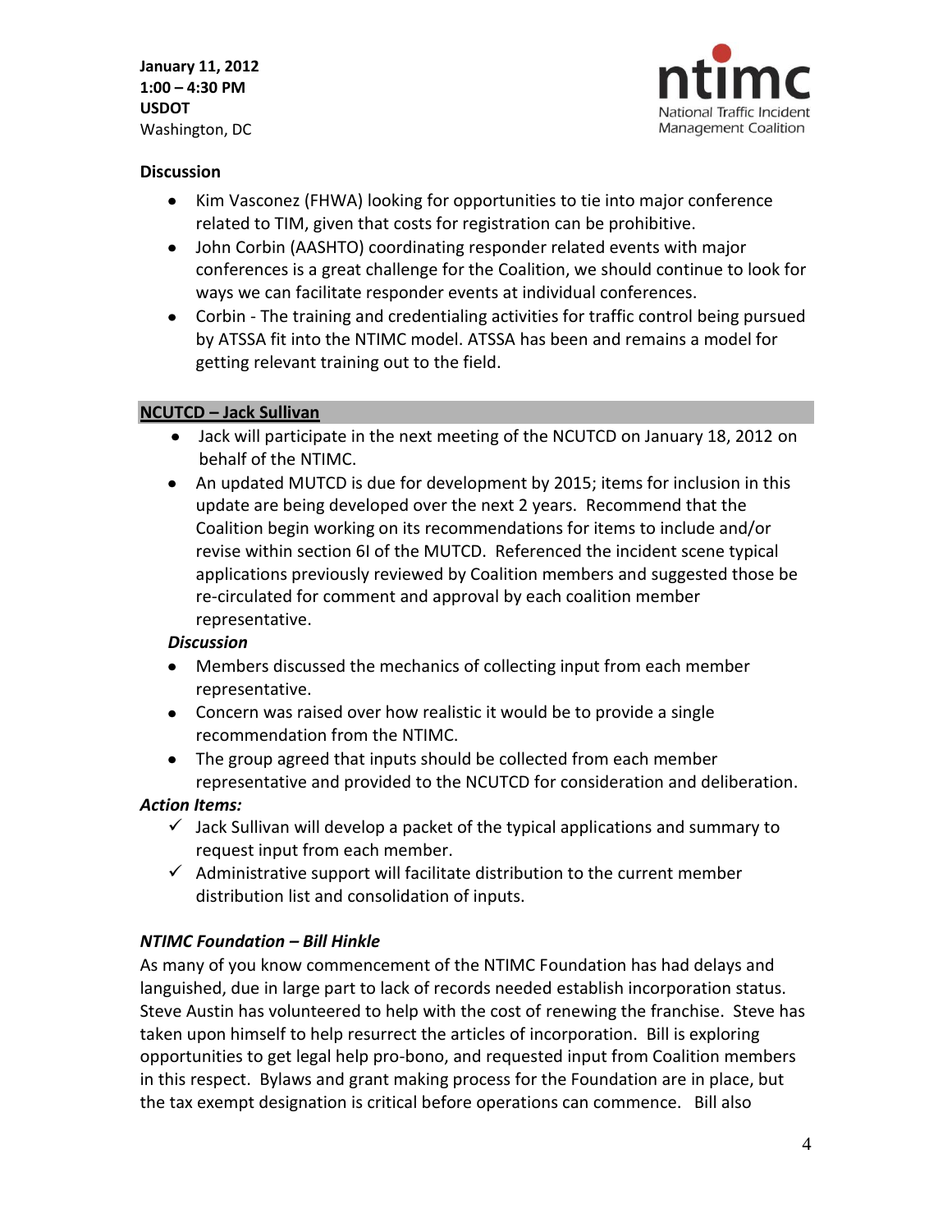**Discussion**

- Kim Vasconez (FHWA) looking for opportunities to tie into major conference related to TIM, given that costs for registration can be prohibitive.
- John Corbin (AASHTO) coordinating responder related events with major conferences is a great challenge for the Coalition, we should continue to look for ways we can facilitate responder events at individual conferences.
- Corbin - The training and credentialing activities for traffic control being pursued by ATSSA fit into the NTIMC model. ATSSA has been and remains a model for getting relevant training out to the field.

## NCUTCD – Jack Sullivan

- Jack will participate in the next meeting of the NCUTCD on January 18, 2012 on behalf of the NTIMC.
- An updated MUTCD is due for development by 2015; items for inclusion in this update are being developed over the next 2 years. Recommend that the Coalition begin working on its recommendations for items to include and/or revise within section 6I of the MUTCD. Referenced the incident scene typical applications previously reviewed by Coalition members and suggested those be re-circulated for comment and approval by each coalition member representative.

***Discussion***

- Members discussed the mechanics of collecting input from each member representative.
- Concern was raised over how realistic it would be to provide a single recommendation from the NTIMC.
- The group agreed that inputs should be collected from each member representative and provided to the NCUTCD for consideration and deliberation.

***Action Items:***

- ✓ Jack Sullivan will develop a packet of the typical applications and summary to request input from each member.
- ✓ Administrative support will facilitate distribution to the current member distribution list and consolidation of inputs.

***NTIMC Foundation – Bill Hinkle***

As many of you know commencement of the NTIMC Foundation has had delays and languished, due in large part to lack of records needed establish incorporation status. Steve Austin has volunteered to help with the cost of renewing the franchise. Steve has taken upon himself to help resurrect the articles of incorporation. Bill is exploring opportunities to get legal help pro-bono, and requested input from Coalition members in this respect. Bylaws and grant making process for the Foundation are in place, but the tax exempt designation is critical before operations can commence. Bill also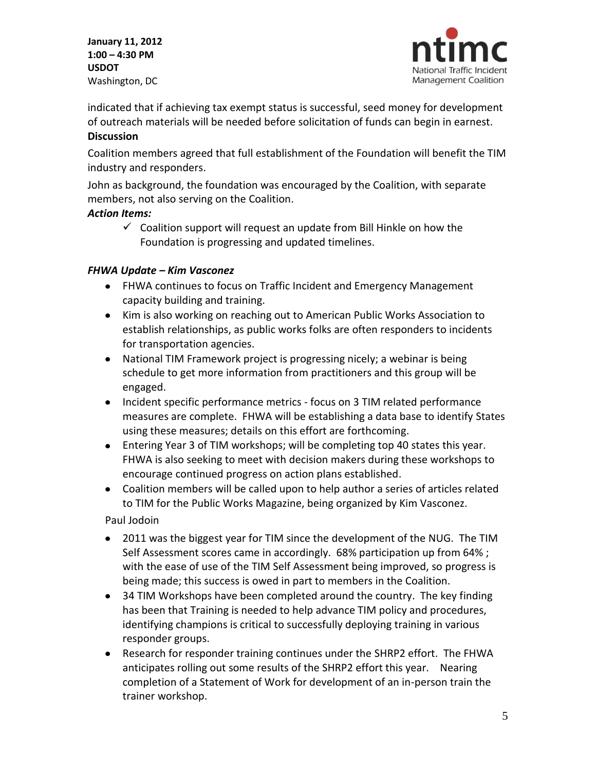indicated that if achieving tax exempt status is successful, seed money for development of outreach materials will be needed before solicitation of funds can begin in earnest.

**Discussion**

Coalition members agreed that full establishment of the Foundation will benefit the TIM industry and responders.

John as background, the foundation was encouraged by the Coalition, with separate members, not also serving on the Coalition.

***Action Items:***

- ✓ Coalition support will request an update from Bill Hinkle on how the Foundation is progressing and updated timelines.

***FHWA Update – Kim Vasconez***

- FHWA continues to focus on Traffic Incident and Emergency Management capacity building and training.
- Kim is also working on reaching out to American Public Works Association to establish relationships, as public works folks are often responders to incidents for transportation agencies.
- National TIM Framework project is progressing nicely; a webinar is being schedule to get more information from practitioners and this group will be engaged.
- Incident specific performance metrics - focus on 3 TIM related performance measures are complete. FHWA will be establishing a data base to identify States using these measures; details on this effort are forthcoming.
- Entering Year 3 of TIM workshops; will be completing top 40 states this year. FHWA is also seeking to meet with decision makers during these workshops to encourage continued progress on action plans established.
- Coalition members will be called upon to help author a series of articles related to TIM for the Public Works Magazine, being organized by Kim Vasconez.

Paul Jodoin

- 2011 was the biggest year for TIM since the development of the NUG. The TIM Self Assessment scores came in accordingly. 68% participation up from 64% ; with the ease of use of the TIM Self Assessment being improved, so progress is being made; this success is owed in part to members in the Coalition.
- 34 TIM Workshops have been completed around the country. The key finding has been that Training is needed to help advance TIM policy and procedures, identifying champions is critical to successfully deploying training in various responder groups.
- Research for responder training continues under the SHRP2 effort. The FHWA anticipates rolling out some results of the SHRP2 effort this year. Nearing completion of a Statement of Work for development of an in-person train the trainer workshop.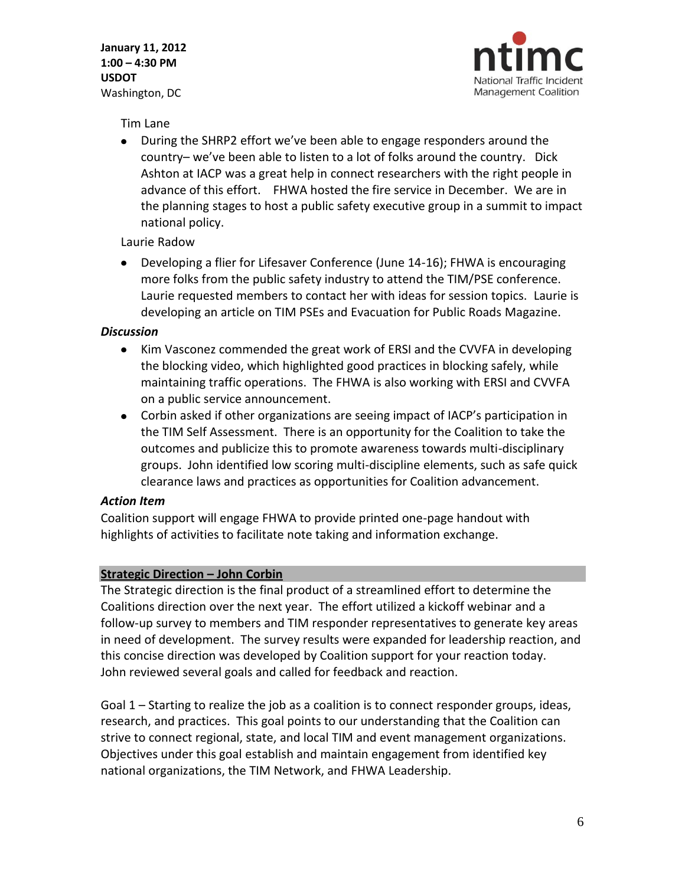Tim Lane

- During the SHRP2 effort we've been able to engage responders around the country– we've been able to listen to a lot of folks around the country. Dick Ashton at IACP was a great help in connect researchers with the right people in advance of this effort. FHWA hosted the fire service in December. We are in the planning stages to host a public safety executive group in a summit to impact national policy.

Laurie Radow

- Developing a flier for Lifesaver Conference (June 14-16); FHWA is encouraging more folks from the public safety industry to attend the TIM/PSE conference. Laurie requested members to contact her with ideas for session topics. Laurie is developing an article on TIM PSEs and Evacuation for Public Roads Magazine.

***Discussion***

- Kim Vasconez commended the great work of ERSI and the CVVFA in developing the blocking video, which highlighted good practices in blocking safely, while maintaining traffic operations. The FHWA is also working with ERSI and CVVFA on a public service announcement.
- Corbin asked if other organizations are seeing impact of IACP's participation in the TIM Self Assessment. There is an opportunity for the Coalition to take the outcomes and publicize this to promote awareness towards multi-disciplinary groups. John identified low scoring multi-discipline elements, such as safe quick clearance laws and practices as opportunities for Coalition advancement.

***Action Item***

Coalition support will engage FHWA to provide printed one-page handout with highlights of activities to facilitate note taking and information exchange.

## Strategic Direction – John Corbin

The Strategic direction is the final product of a streamlined effort to determine the Coalitions direction over the next year. The effort utilized a kickoff webinar and a follow-up survey to members and TIM responder representatives to generate key areas in need of development. The survey results were expanded for leadership reaction, and this concise direction was developed by Coalition support for your reaction today. John reviewed several goals and called for feedback and reaction.

Goal 1 – Starting to realize the job as a coalition is to connect responder groups, ideas, research, and practices. This goal points to our understanding that the Coalition can strive to connect regional, state, and local TIM and event management organizations. Objectives under this goal establish and maintain engagement from identified key national organizations, the TIM Network, and FHWA Leadership.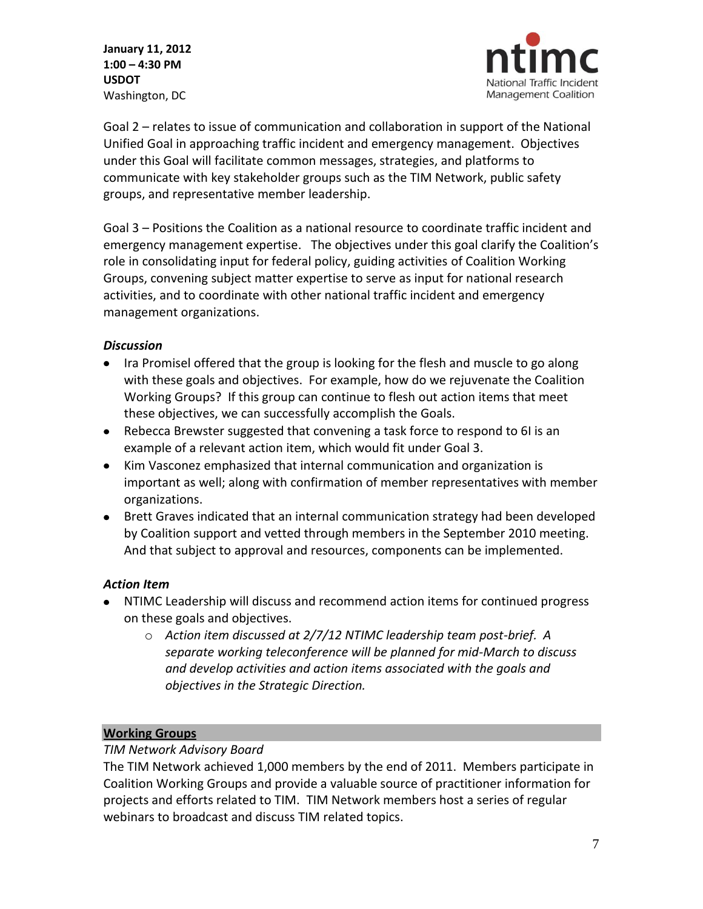Goal 2 – relates to issue of communication and collaboration in support of the National Unified Goal in approaching traffic incident and emergency management. Objectives under this Goal will facilitate common messages, strategies, and platforms to communicate with key stakeholder groups such as the TIM Network, public safety groups, and representative member leadership.

Goal 3 – Positions the Coalition as a national resource to coordinate traffic incident and emergency management expertise. The objectives under this goal clarify the Coalition's role in consolidating input for federal policy, guiding activities of Coalition Working Groups, convening subject matter expertise to serve as input for national research activities, and to coordinate with other national traffic incident and emergency management organizations.

***Discussion***

- Ira Promisel offered that the group is looking for the flesh and muscle to go along with these goals and objectives. For example, how do we rejuvenate the Coalition Working Groups? If this group can continue to flesh out action items that meet these objectives, we can successfully accomplish the Goals.
- Rebecca Brewster suggested that convening a task force to respond to 6I is an example of a relevant action item, which would fit under Goal 3.
- Kim Vasconez emphasized that internal communication and organization is important as well; along with confirmation of member representatives with member organizations.
- Brett Graves indicated that an internal communication strategy had been developed by Coalition support and vetted through members in the September 2010 meeting. And that subject to approval and resources, components can be implemented.

***Action Item***

- NTIMC Leadership will discuss and recommend action items for continued progress on these goals and objectives.
  - *Action item discussed at 2/7/12 NTIMC leadership team post-brief. A separate working teleconference will be planned for mid-March to discuss and develop activities and action items associated with the goals and objectives in the Strategic Direction.*

## Working Groups

*TIM Network Advisory Board*

The TIM Network achieved 1,000 members by the end of 2011. Members participate in Coalition Working Groups and provide a valuable source of practitioner information for projects and efforts related to TIM. TIM Network members host a series of regular webinars to broadcast and discuss TIM related topics.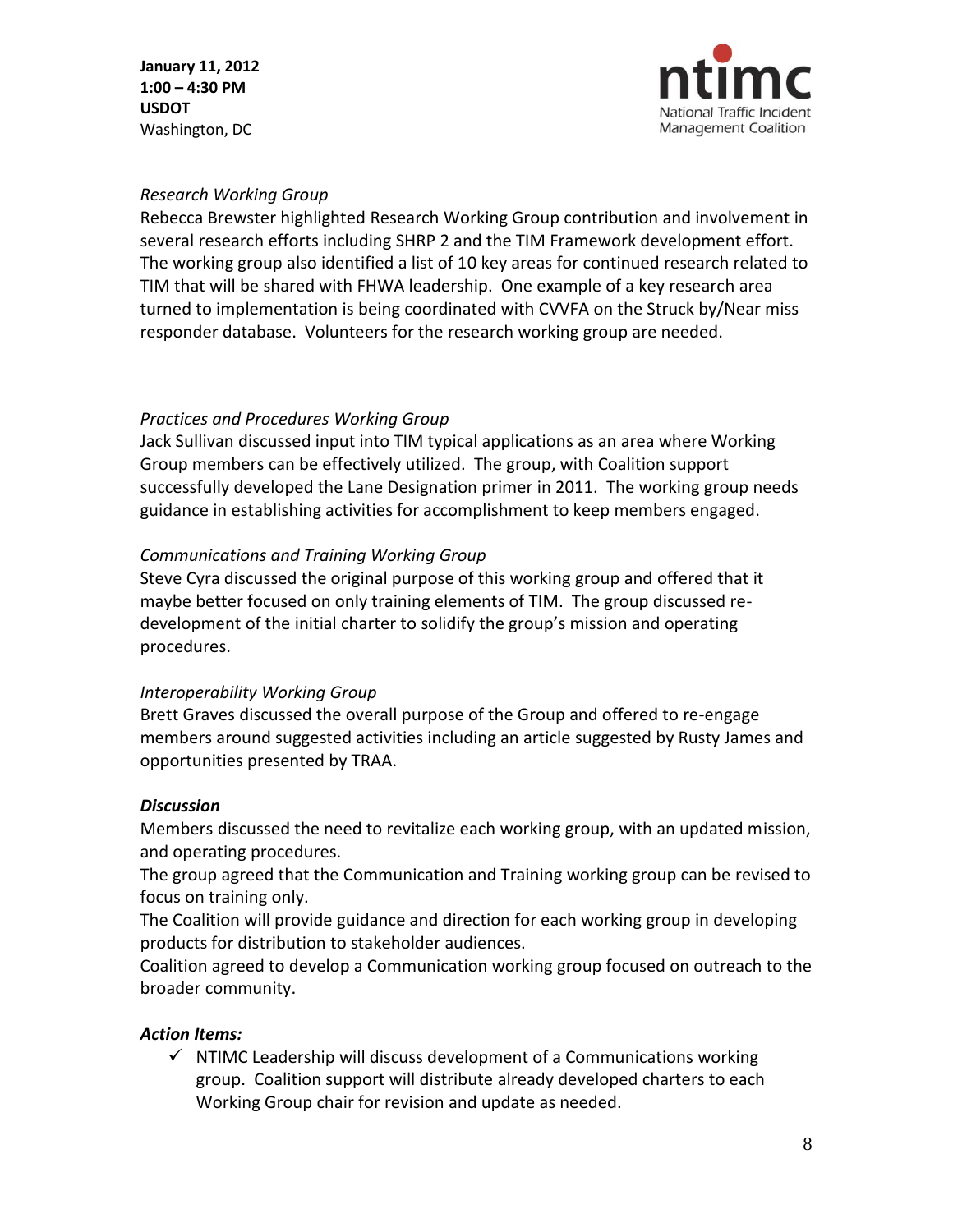*Research Working Group*

Rebecca Brewster highlighted Research Working Group contribution and involvement in several research efforts including SHRP 2 and the TIM Framework development effort. The working group also identified a list of 10 key areas for continued research related to TIM that will be shared with FHWA leadership. One example of a key research area turned to implementation is being coordinated with CVVFA on the Struck by/Near miss responder database. Volunteers for the research working group are needed.

*Practices and Procedures Working Group*

Jack Sullivan discussed input into TIM typical applications as an area where Working Group members can be effectively utilized. The group, with Coalition support successfully developed the Lane Designation primer in 2011. The working group needs guidance in establishing activities for accomplishment to keep members engaged.

*Communications and Training Working Group*

Steve Cyra discussed the original purpose of this working group and offered that it maybe better focused on only training elements of TIM. The group discussed re-development of the initial charter to solidify the group's mission and operating procedures.

*Interoperability Working Group*

Brett Graves discussed the overall purpose of the Group and offered to re-engage members around suggested activities including an article suggested by Rusty James and opportunities presented by TRAA.

***Discussion***

Members discussed the need to revitalize each working group, with an updated mission, and operating procedures.

The group agreed that the Communication and Training working group can be revised to focus on training only.

The Coalition will provide guidance and direction for each working group in developing products for distribution to stakeholder audiences.

Coalition agreed to develop a Communication working group focused on outreach to the broader community.

***Action Items:***

- ✓ NTIMC Leadership will discuss development of a Communications working group. Coalition support will distribute already developed charters to each Working Group chair for revision and update as needed.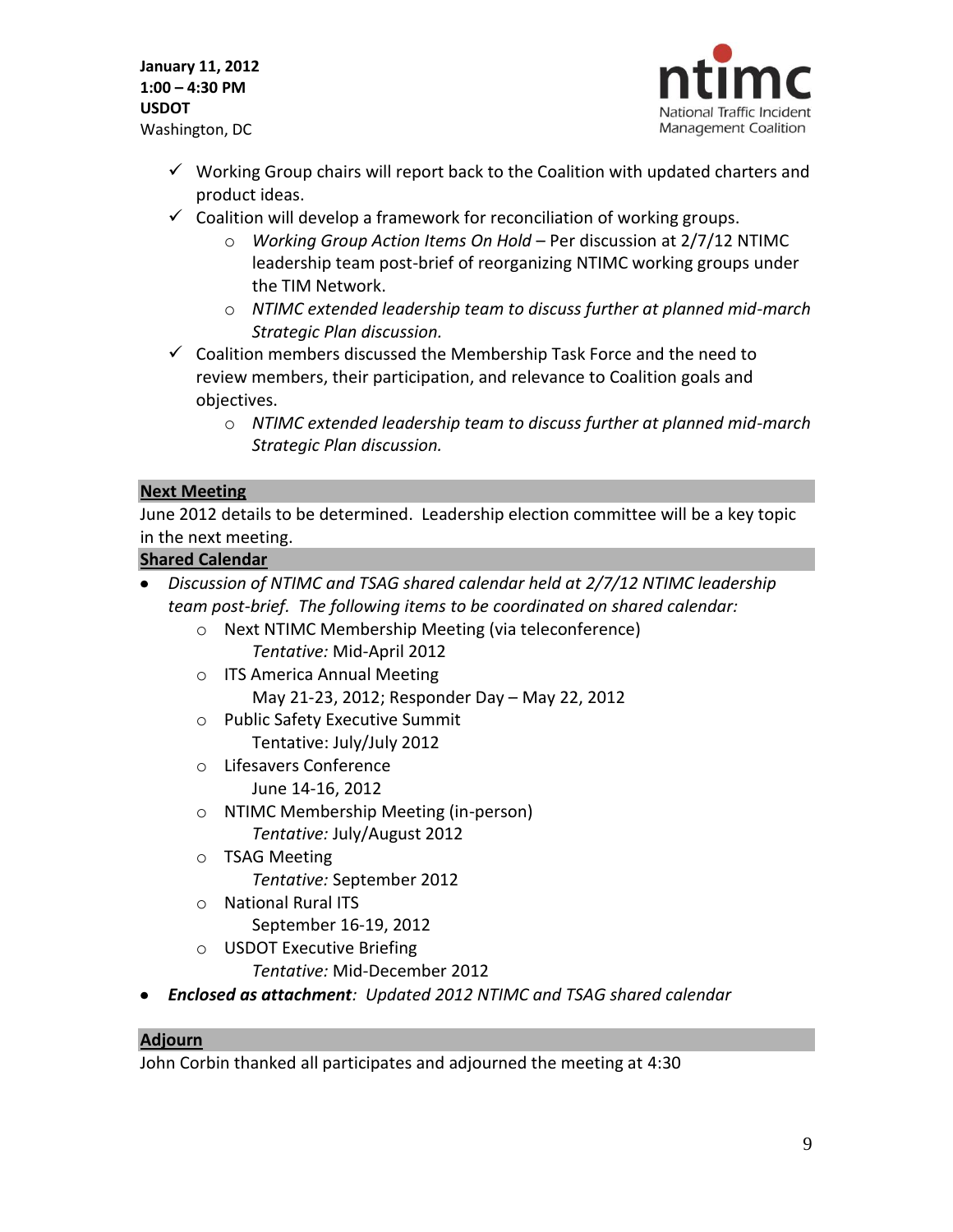- ✓ Working Group chairs will report back to the Coalition with updated charters and product ideas.
- ✓ Coalition will develop a framework for reconciliation of working groups.
  - *Working Group Action Items On Hold* – Per discussion at 2/7/12 NTIMC leadership team post-brief of reorganizing NTIMC working groups under the TIM Network.
  - *NTIMC extended leadership team to discuss further at planned mid-march Strategic Plan discussion.*
- ✓ Coalition members discussed the Membership Task Force and the need to review members, their participation, and relevance to Coalition goals and objectives.
  - *NTIMC extended leadership team to discuss further at planned mid-march Strategic Plan discussion.*

## Next Meeting

June 2012 details to be determined. Leadership election committee will be a key topic in the next meeting.

## Shared Calendar

- *Discussion of NTIMC and TSAG shared calendar held at 2/7/12 NTIMC leadership team post-brief. The following items to be coordinated on shared calendar:*
  - Next NTIMC Membership Meeting (via teleconference)
    *Tentative:* Mid-April 2012
  - ITS America Annual Meeting
    May 21-23, 2012; Responder Day – May 22, 2012
  - Public Safety Executive Summit
    Tentative: July/July 2012
  - Lifesavers Conference
    June 14-16, 2012
  - NTIMC Membership Meeting (in-person)
    *Tentative:* July/August 2012
  - TSAG Meeting
    *Tentative:* September 2012
  - National Rural ITS
    September 16-19, 2012
  - USDOT Executive Briefing
    *Tentative:* Mid-December 2012
- ***Enclosed as attachment****: Updated 2012 NTIMC and TSAG shared calendar*

## Adjourn

John Corbin thanked all participates and adjourned the meeting at 4:30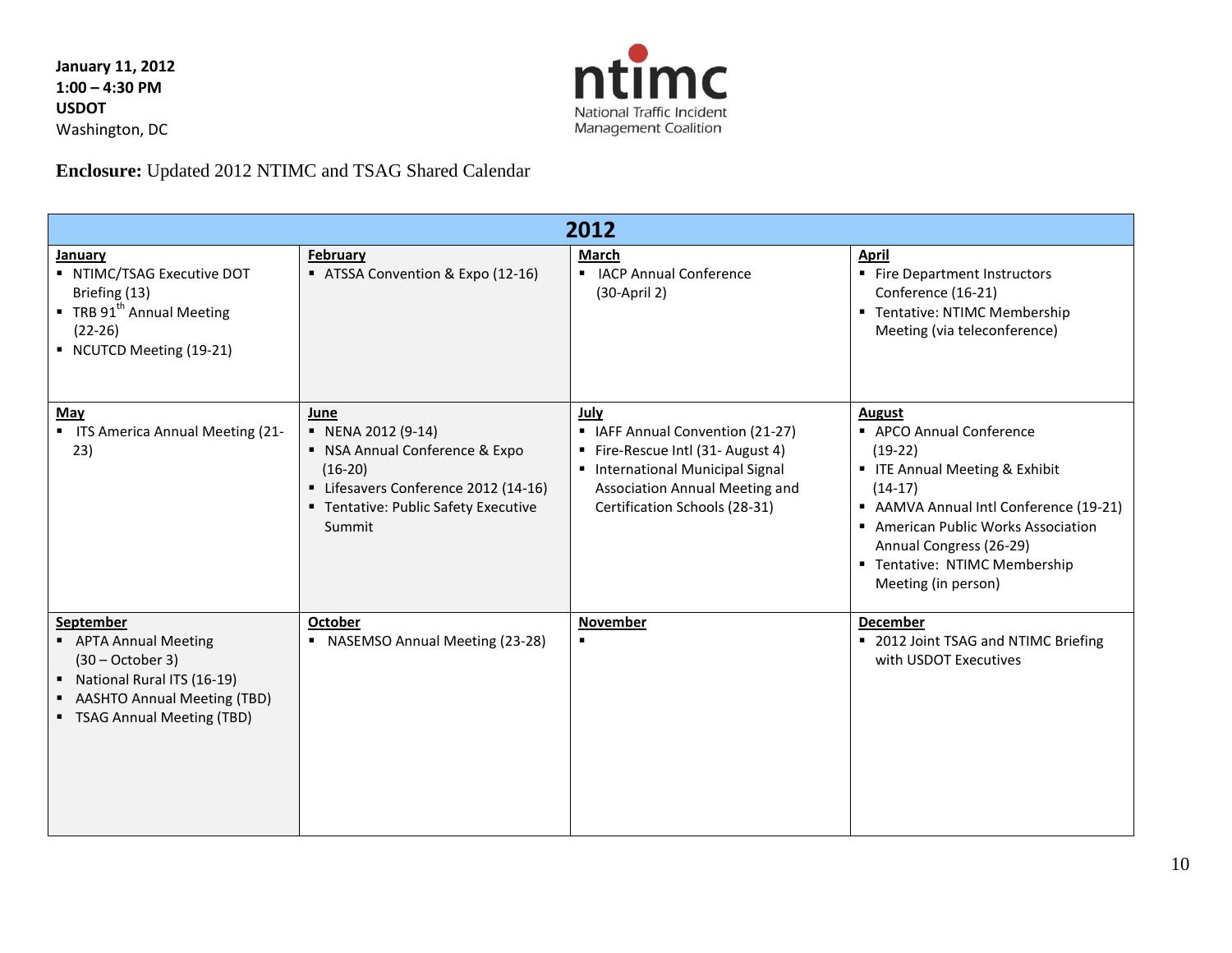**January 11, 2012**
**1:00 – 4:30 PM**
**USDOT**
Washington, DC

ntimc
National Traffic Incident Management Coalition

**Enclosure:** Updated 2012 NTIMC and TSAG Shared Calendar

| 2012 | | | |
|---|---|---|---|
| **January**<br>▪ NTIMC/TSAG Executive DOT Briefing (13)<br>▪ TRB 91[th] Annual Meeting (22-26)<br>▪ NCUTCD Meeting (19-21) | **February**<br>▪ ATSSA Convention & Expo (12-16) | **March**<br>▪ IACP Annual Conference (30-April 2) | **April**<br>▪ Fire Department Instructors Conference (16-21)<br>▪ Tentative: NTIMC Membership Meeting (via teleconference) |
| **May**<br>▪ ITS America Annual Meeting (21-23) | **June**<br>▪ NENA 2012 (9-14)<br>▪ NSA Annual Conference & Expo (16-20)<br>▪ Lifesavers Conference 2012 (14-16)<br>▪ Tentative: Public Safety Executive Summit | **July**<br>▪ IAFF Annual Convention (21-27)<br>▪ Fire-Rescue Intl (31- August 4)<br>▪ International Municipal Signal Association Annual Meeting and Certification Schools (28-31) | **August**<br>▪ APCO Annual Conference (19-22)<br>▪ ITE Annual Meeting & Exhibit (14-17)<br>▪ AAMVA Annual Intl Conference (19-21)<br>▪ American Public Works Association Annual Congress (26-29)<br>▪ Tentative: NTIMC Membership Meeting (in person) |
| **September**<br>▪ APTA Annual Meeting (30 – October 3)<br>▪ National Rural ITS (16-19)<br>▪ AASHTO Annual Meeting (TBD)<br>▪ TSAG Annual Meeting (TBD) | **October**<br>▪ NASEMSO Annual Meeting (23-28) | **November**<br>▪ | **December**<br>▪ 2012 Joint TSAG and NTIMC Briefing with USDOT Executives |